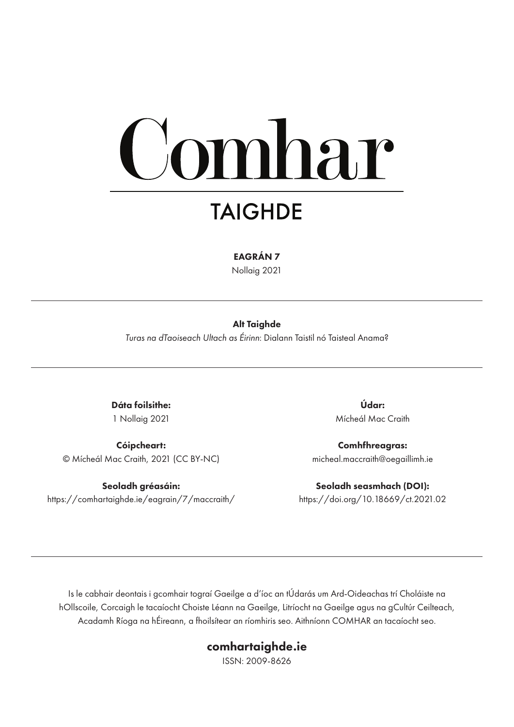# Comhar

## TAIGHDE

**EAGRÁN 7**

Nollaig 2021

---

**Alt Taighde**

*Turas na dTaoiseach Ultach as Éirinn*: Dialann Taistil nó Taisteal Anama?

---

**Dáta foilsithe:**
1 Nollaig 2021

**Údar:**
Mícheál Mac Craith

**Cóipcheart:**
© Mícheál Mac Craith, 2021 (CC BY-NC)

**Comhfhreagras:**
micheal.maccraith@oegaillimh.ie

**Seoladh gréasáin:**
https://comhartaighde.ie/eagrain/7/maccraith/

**Seoladh seasmhach (DOI):**
https://doi.org/10.18669/ct.2021.02

---

Is le cabhair deontais i gcomhair tograí Gaeilge a d'íoc an tÚdarás um Ard-Oideachas trí Choláiste na hOllscoile, Corcaigh le tacaíocht Choiste Léann na Gaeilge, Litríocht na Gaeilge agus na gCultúr Ceilteach, Acadamh Ríoga na hÉireann, a fhoilsítear an ríomhiris seo. Aithníonn COMHAR an tacaíocht seo.

**comhartaighde.ie**

ISSN: 2009-8626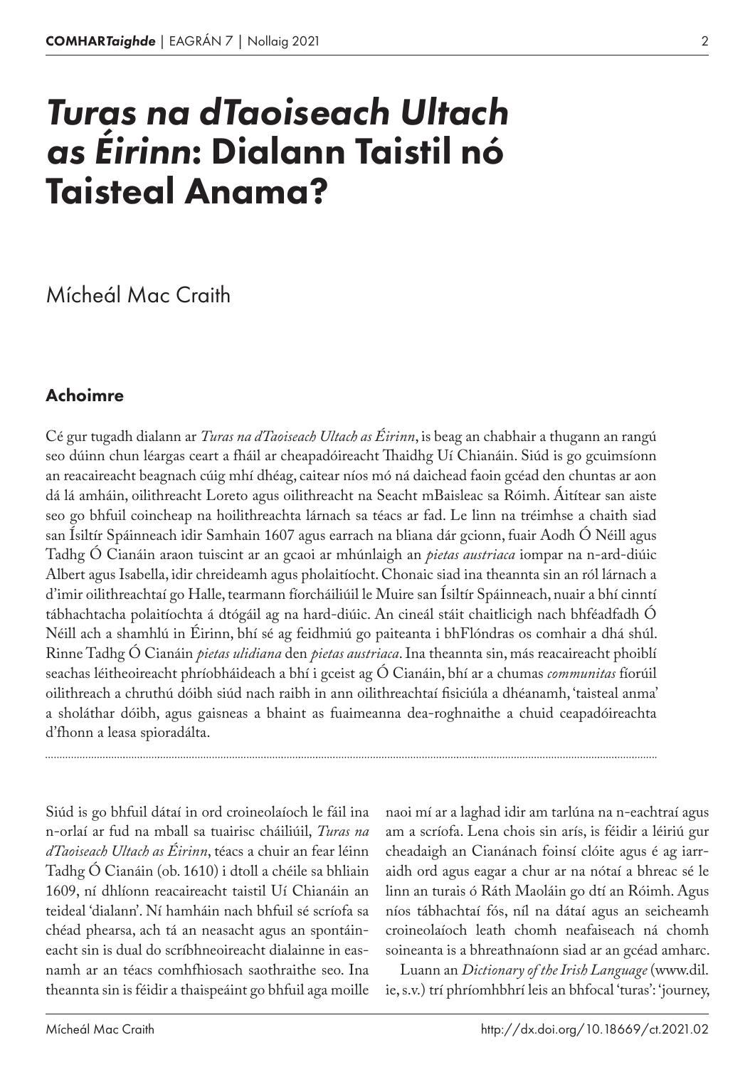# *Turas na dTaoiseach Ultach as Éirinn*: Dialann Taistil nó Taisteal Anama?

Mícheál Mac Craith

## Achoimre

Cé gur tugadh dialann ar *Turas na dTaoiseach Ultach as Éirinn*, is beag an chabhair a thugann an rangú seo dúinn chun léargas ceart a fháil ar cheapadóireacht Thaidhg Uí Chianáin. Siúd is go gcuimsíonn an reacaireacht beagnach cúig mhí dhéag, caitear níos mó ná daichead faoin gcéad den chuntas ar aon dá lá amháin, oilithreacht Loreto agus oilithreacht na Seacht mBaisleac sa Róimh. Áitítear san aiste seo go bhfuil coincheap na hoilithreachta lárnach sa téacs ar fad. Le linn na tréimhse a chaith siad san Ísiltír Spáinneach idir Samhain 1607 agus earrach na bliana dár gcionn, fuair Aodh Ó Néill agus Tadhg Ó Cianáin araon tuiscint ar an gcaoi ar mhúnlaigh an *pietas austriaca* iompar na n-ard-diúic Albert agus Isabella, idir chreideamh agus pholaitíocht. Chonaic siad ina theannta sin an ról lárnach a d'imir oilithreachtaí go Halle, tearmann fíorcháiliúil le Muire san Ísiltír Spáinneach, nuair a bhí cinntí tábhachtacha polaitíochta á dtógáil ag na hard-diúic. An cineál stáit chaitlicigh nach bhféadfadh Ó Néill ach a shamhlú in Éirinn, bhí sé ag feidhmiú go paiteanta i bhFlóndras os comhair a dhá shúl. Rinne Tadhg Ó Cianáin *pietas ulidiana* den *pietas austriaca*. Ina theannta sin, más reacaireacht phoiblí seachas léitheoireacht phríobháideach a bhí i gceist ag Ó Cianáin, bhí ar a chumas *communitas* fíorúil oilithreach a chruthú dóibh siúd nach raibh in ann oilithreachtaí fisiciúla a dhéanamh, 'taisteal anma' a sholáthar dóibh, agus gaisneas a bhaint as fuaimeanna dea-roghnaithe a chuid ceapadóireachta d'fhonn a leasa spioradálta.

---

Siúd is go bhfuil dátaí in ord croineolaíoch le fáil ina n-orlaí ar fud na mball sa tuairisc cháiliúil, *Turas na dTaoiseach Ultach as Éirinn*, téacs a chuir an fear léinn Tadhg Ó Cianáin (ob. 1610) i dtoll a chéile sa bhliain 1609, ní dhlíonn reacaireacht taistil Uí Chianáin an teideal 'dialann'. Ní hamháin nach bhfuil sé scríofa sa chéad phearsa, ach tá an neasacht agus an spontáineacht sin is dual do scríbhneoireacht dialainne in easnamh ar an téacs comhfhiosach saothraithe seo. Ina theannta sin is féidir a thaispeáint go bhfuil aga moille naoi mí ar a laghad idir am tarlúna na n-eachtraí agus am a scríofa. Lena chois sin arís, is féidir a léiriú gur cheadaigh an Cianánach foinsí clóite agus é ag iarraidh ord agus eagar a chur ar na nótaí a bhreac sé le linn an turais ó Ráth Maoláin go dtí an Róimh. Agus níos tábhachtaí fós, níl na dátaí agus an seicheamh croineolaíoch leath chomh neafaiseach ná chomh soineanta is a bhreathnaíonn siad ar an gcéad amharc.

Luann an *Dictionary of the Irish Language* (www.dil.ie, s.v.) trí phríomhbhrí leis an bhfocal 'turas': 'journey,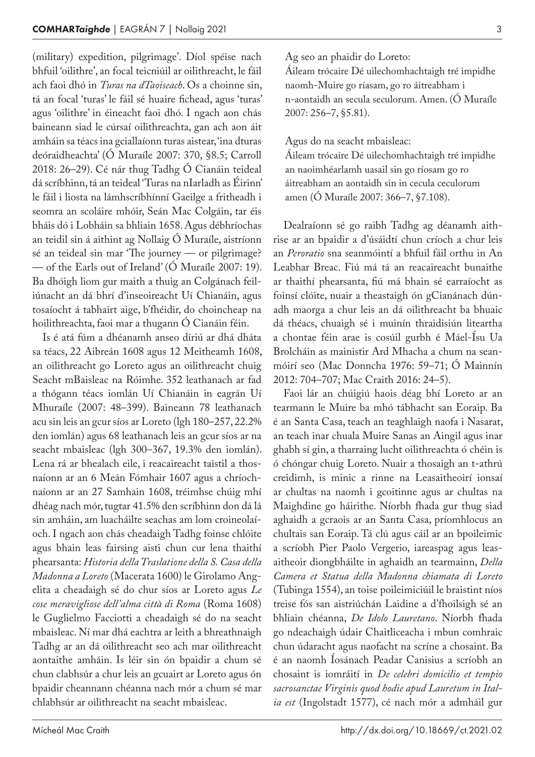(military) expedition, pilgrimage'. Díol spéise nach bhfuil 'oilithre', an focal teicniúil ar oilithreacht, le fáil ach faoi dhó in *Turas na dTaoiseach*. Os a choinne sin, tá an focal 'turas' le fáil sé huaire fichead, agus 'turas' agus 'oilithre' in éineacht faoi dhó. I ngach aon chás baineann siad le cúrsaí oilithreachta, gan ach aon áit amháin sa téacs ina gciallaíonn turas aistear, 'ina dturas deóraidheachta' (Ó Muraíle 2007: 370, §8.5; Carroll 2018: 26–29). Cé nár thug Tadhg Ó Cianáin teideal dá scríbhinn, tá an teideal 'Turas na nIarladh as Éirinn' le fáil i liosta na lámhscríbhínní Gaeilge a fritheadh i seomra an scoláire mhóir, Seán Mac Colgáin, tar éis bháis dó i Lobháin sa bhliain 1658. Agus débhríochas an teidil sin á aithint ag Nollaig Ó Muraíle, aistríonn sé an teideal sin mar 'The journey — or pilgrimage? — of the Earls out of Ireland' (Ó Muraíle 2007: 19). Ba dhóigh liom gur maith a thuig an Colgánach feiliúnacht an dá bhrí d'inseoireacht Uí Chianáin, agus tosaíocht á tabhairt aige, b'fhéidir, do choincheap na hoilithreachta, faoi mar a thugann Ó Cianáin féin.

Is é atá fúm a dhéanamh anseo díriú ar dhá dháta sa téacs, 22 Aibreán 1608 agus 12 Meitheamh 1608, an oilithreacht go Loreto agus an oilithreacht chuig Seacht mBaisleac na Róimhe. 352 leathanach ar fad a thógann téacs iomlán Uí Chianáin in eagrán Uí Mhuraíle (2007: 48–399). Baineann 78 leathanach acu sin leis an gcur síos ar Loreto (lgh 180–257, 22.2% den iomlán) agus 68 leathanach leis an gcur síos ar na seacht mbaisleac (lgh 300–367, 19.3% den iomlán). Lena rá ar bhealach eile, i reacaireacht taistil a thosnaíonn ar an 6 Meán Fómhair 1607 agus a chríochnaíonn ar an 27 Samhain 1608, tréimhse chúig mhí dhéag nach mór, tugtar 41.5% den scríbhinn don dá lá sin amháin, am luacháilte seachas am lom croineolaíoch. I ngach aon chás cheadaigh Tadhg foinse chlóite agus bhain leas fairsing aisti chun cur lena thaithí phearsanta: *Historia della Traslatione della S. Casa della Madonna a Loreto* (Macerata 1600) le Girolamo Angelita a cheadaigh sé do chur síos ar Loreto agus *Le cose meravigliose dell'alma città di Roma* (Roma 1608) le Guglielmo Facciotti a cheadaigh sé do na seacht mbaisleac. Ní mar dhá eachtra ar leith a bhreathnaigh Tadhg ar an dá oilithreacht seo ach mar oilithreacht aontaithe amháin. Is léir sin ón bpaidir a chum sé chun clabhsúr a chur leis an gcuairt ar Loreto agus ón bpaidir cheannann chéanna nach mór a chum sé mar chlabhsúr ar oilithreacht na seacht mbaisleac.

Ag seo an phaidir do Loreto:
Áileam trócaire Dé uilechomhachtaigh tré impidhe naomh-Muire go ríasam, go ro áitreabham i n-aontaidh an secula seculorum. Amen. (Ó Muraíle 2007: 256–7, §5.81).

Agus do na seacht mbaisleac:
Áileam trócaire Dé uilechomhachtaigh tré impidhe an naoimhéarlamh uasail sin go ríosam go ro áitreabham an aontaidh sin in cecula ceculorum amen (Ó Muraíle 2007: 366–7, §7.108).

Dealraíonn sé go raibh Tadhg ag déanamh aithrise ar an bpaidir a d'úsáidtí chun críoch a chur leis an *Peroratio* sna seanmóintí a bhfuil fáil orthu in An Leabhar Breac. Fiú má tá an reacaireacht bunaithe ar thaithí phearsanta, fiú má bhain sé earraíocht as foinsí clóite, nuair a theastaigh ón gCianánach dúnadh maorga a chur leis an dá oilithreacht ba bhuaic dá théacs, chuaigh sé i muinín thraidisiún liteartha a chontae féin arae is cosúil gurbh é Máel-Ísu Ua Brolcháin as mainistir Ard Mhacha a chum na seanmóirí seo (Mac Donncha 1976: 59–71; Ó Mainnín 2012: 704–707; Mac Craith 2016: 24–5).

Faoi lár an chúigiú haois déag bhí Loreto ar an tearmann le Muire ba mhó tábhacht san Eoraip. Ba é an Santa Casa, teach an teaghlaigh naofa i Nasarat, an teach inar chuala Muire Sanas an Aingil agus inar ghabh sí gin, a tharraing lucht oilithreachta ó chéin is ó chóngar chuig Loreto. Nuair a thosaigh an t-athrú creidimh, is minic a rinne na Leasaitheoirí ionsaí ar chultas na naomh i gcoitinne agus ar chultas na Maighdine go háirithe. Níorbh fhada gur thug siad aghaidh a gcraois ar an Santa Casa, príomhlocus an chultais san Eoraip. Tá clú agus cáil ar an bpoileimic a scríobh Pier Paolo Vergerio, iareaspag agus leasaitheoir diongbháilte in aghaidh an tearmainn, *Della Camera et Statua della Madonna chiamata di Loreto* (Tubinga 1554), an toise poileimiciúil le braistint níos treise fós san aistriúchán Laidine a d'fhoilsigh sé an bhliain chéanna, *De Idolo Lauretano*. Níorbh fhada go ndeachaigh údair Chaitliceacha i mbun comhraic chun údaracht agus naofacht na scríne a chosaint. Ba é an naomh Íosánach Peadar Canisius a scríobh an chosaint is iomráití in *De celebri domicilio et tempio sacrosanctae Virginis quod hodie apud Lauretum in Italia est* (Ingolstadt 1577), cé nach mór a admháil gur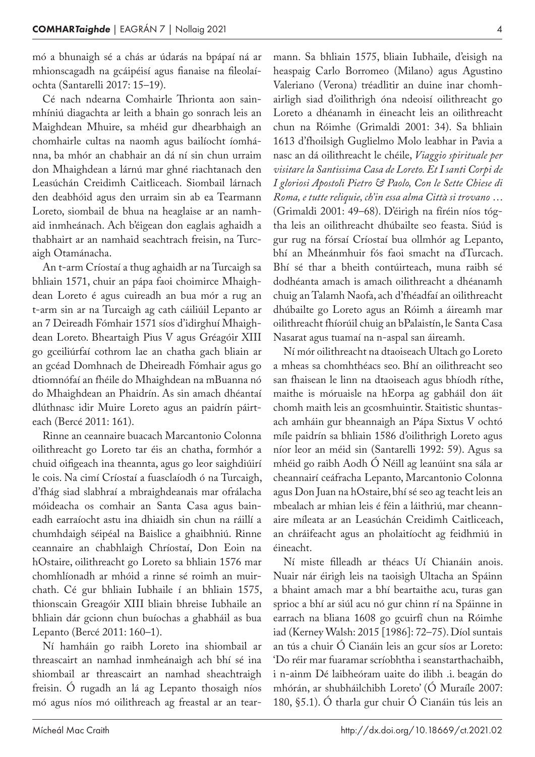mó a bhunaigh sé a chás ar údarás na bpápaí ná ar mhionscagadh na gcáipéisí agus fianaise na fileolaíochta (Santarelli 2017: 15–19).

Cé nach ndearna Comhairle Thrionta aon sainmhíniú diagachta ar leith a bhain go sonrach leis an Maighdean Mhuire, sa méid gur dhearbhaigh an chomhairle cultas na naomh agus bailíocht íomhánna, ba mhór an chabhair an dá ní sin chun urraim don Mhaighdean a lárnú mar ghné riachtanach den Leasúchán Creidimh Caitliceach. Siombail lárnach den deabhóid agus den urraim sin ab ea Tearmann Loreto, siombail de bhua na heaglaise ar an namhaid inmheánach. Ach b'éigean don eaglais aghaidh a thabhairt ar an namhaid seachtrach freisin, na Turcaigh Otamánacha.

An t-arm Críostaí a thug aghaidh ar na Turcaigh sa bhliain 1571, chuir an pápa faoi choimirce Mhaighdean Loreto é agus cuireadh an bua mór a rug an t-arm sin ar na Turcaigh ag cath cáiliúil Lepanto ar an 7 Deireadh Fómhair 1571 síos d'idirghuí Mhaighdean Loreto. Bheartaigh Pius V agus Gréagóir XIII go gceiliúrfaí cothrom lae an chatha gach bliain ar an gcéad Domhnach de Dheireadh Fómhair agus go dtiomnófaí an fhéile do Mhaighdean na mBuanna nó do Mhaighdean an Phaidrín. As sin amach dhéantaí dlúthnasc idir Muire Loreto agus an paidrín páirteach (Bercé 2011: 161).

Rinne an ceannaire buacach Marcantonio Colonna oilithreacht go Loreto tar éis an chatha, formhór a chuid oifigeach ina theannta, agus go leor saighdiúirí le cois. Na cimí Críostaí a fuasclaíodh ó na Turcaigh, d'fhág siad slabhraí a mbraighdeanais mar ofrálacha móideacha os comhair an Santa Casa agus baineadh earraíocht astu ina dhiaidh sin chun na ráillí a chumhdaigh séipéal na Baislice a ghaibhniú. Rinne ceannaire an chabhlaigh Chríostaí, Don Eoin na hOstaire, oilithreacht go Loreto sa bhliain 1576 mar chomhlíonadh ar mhóid a rinne sé roimh an muirchath. Cé gur bhliain Iubhaile í an bhliain 1575, thionscain Greagóir XIII bliain bhreise Iubhaile an bhliain dár gcionn chun buíochas a ghabháil as bua Lepanto (Bercé 2011: 160–1).

Ní hamháin go raibh Loreto ina shiombail ar threascairt an namhad inmheánaigh ach bhí sé ina shiombail ar threascairt an namhad sheachtraigh freisin. Ó rugadh an lá ag Lepanto thosaigh níos mó agus níos mó oilithreach ag freastal ar an tearmann. Sa bhliain 1575, bliain Iubhaile, d'eisigh na heaspaig Carlo Borromeo (Milano) agus Agustino Valeriano (Verona) tréadlitir an duine inar chomhairligh siad d'oilithrigh óna ndeoisí oilithreacht go Loreto a dhéanamh in éineacht leis an oilithreacht chun na Róimhe (Grimaldi 2001: 34). Sa bhliain 1613 d'fhoilsigh Guglielmo Molo leabhar in Pavia a nasc an dá oilithreacht le chéile, *Viaggio spirituale per visitare la Santissima Casa de Loreto. Et I santi Corpi de I gloriosi Apostoli Pietro & Paolo, Con le Sette Chiese di Roma, e tutte reliquie, ch'in essa alma Città si trovano …* (Grimaldi 2001: 49–68). D'éirigh na fíréin níos tógtha leis an oilithreacht dhúbailte seo feasta. Siúd is gur rug na fórsaí Críostaí bua ollmhór ag Lepanto, bhí an Mheánmhuir fós faoi smacht na dTurcach. Bhí sé thar a bheith contúirteach, muna raibh sé dodhéanta amach is amach oilithreacht a dhéanamh chuig an Talamh Naofa, ach d'fhéadfaí an oilithreacht dhúbailte go Loreto agus an Róimh a áireamh mar oilithreacht fhíorúil chuig an bPalaistín, le Santa Casa Nasarat agus tuamaí na n-aspal san áireamh.

Ní mór oilithreacht na dtaoiseach Ultach go Loreto a mheas sa chomhthéacs seo. Bhí an oilithreacht seo san fhaisean le linn na dtaoiseach agus bhíodh ríthe, maithe is móruaisle na hEorpa ag gabháil don áit chomh maith leis an gcosmhuintir. Staitistic shuntasach amháin gur bheannaigh an Pápa Sixtus V ochtó míle paidrín sa bhliain 1586 d'oilithrigh Loreto agus níor leor an méid sin (Santarelli 1992: 59). Agus sa mhéid go raibh Aodh Ó Néill ag leanúint sna sála ar cheannairí ceáfracha Lepanto, Marcantonio Colonna agus Don Juan na hOstaire, bhí sé seo ag teacht leis an mbealach ar mhian leis é féin a láithriú, mar cheannaire míleata ar an Leasúchán Creidimh Caitliceach, an chráifeacht agus an pholaitíocht ag feidhmiú in éineacht.

Ní miste filleadh ar théacs Uí Chianáin anois. Nuair nár éirigh leis na taoisigh Ultacha an Spáinn a bhaint amach mar a bhí beartaithe acu, turas gan sprioc a bhí ar siúl acu nó gur chinn rí na Spáinne in earrach na bliana 1608 go gcuirfí chun na Róimhe iad (Kerney Walsh: 2015 [1986]: 72–75). Díol suntais an tús a chuir Ó Cianáin leis an gcur síos ar Loreto: 'Do réir mar fuaramar scríobhtha i seanstarthachaibh, i n-ainm Dé laibheóram uaite do ilibh .i. beagán do mhórán, ar shubháilchibh Loreto' (Ó Muraíle 2007: 180, §5.1). Ó tharla gur chuir Ó Cianáin tús leis an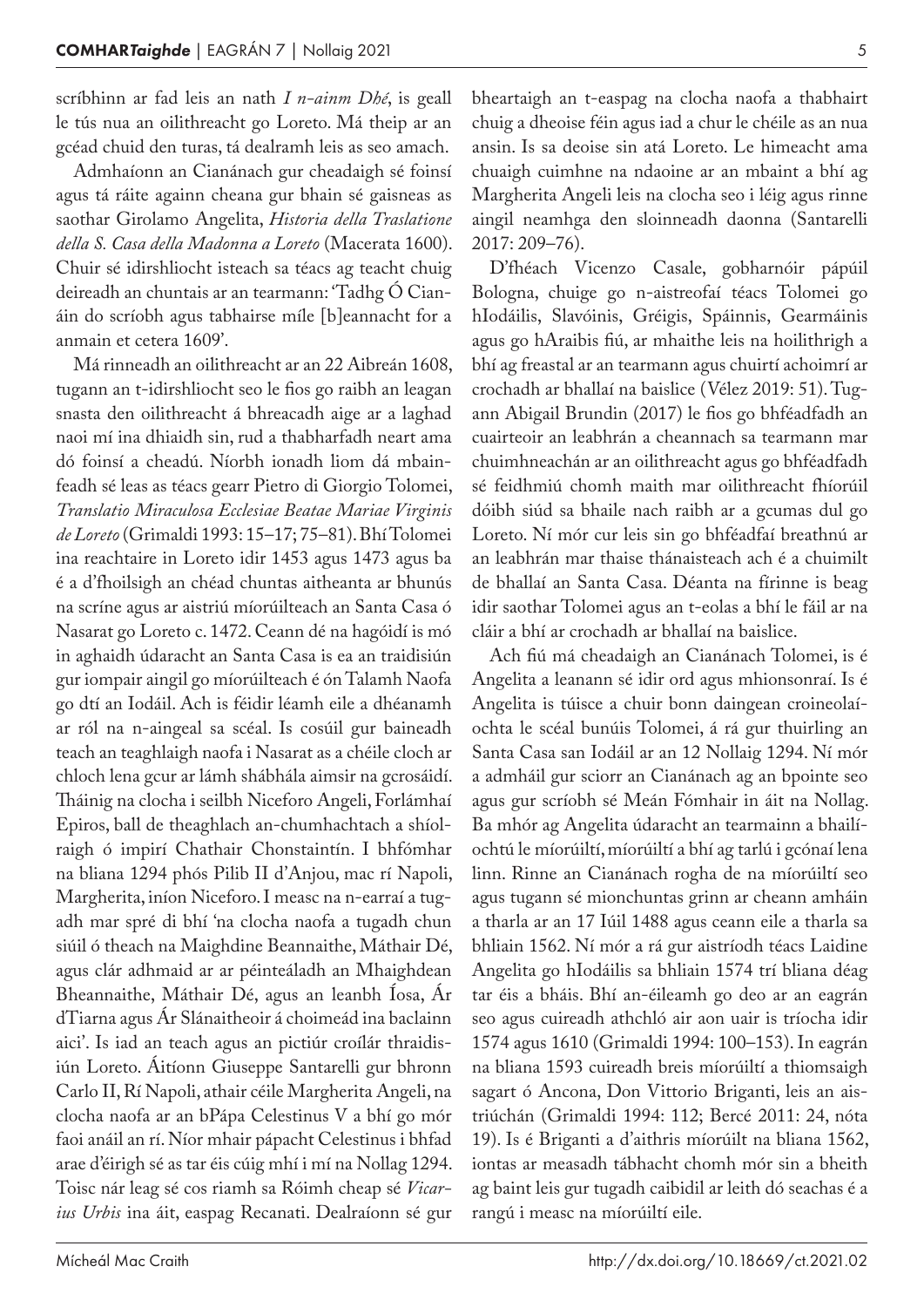scríbhinn ar fad leis an nath *I n-ainm Dhé*, is geall le tús nua an oilithreacht go Loreto. Má theip ar an gcéad chuid den turas, tá dealramh leis as seo amach.

Admhaíonn an Cianánach gur cheadaigh sé foinsí agus tá ráite againn cheana gur bhain sé gaisneas as saothar Girolamo Angelita, *Historia della Traslatione della S. Casa della Madonna a Loreto* (Macerata 1600). Chuir sé idirshliocht isteach sa téacs ag teacht chuig deireadh an chuntais ar an tearmann: 'Tadhg Ó Cianáin do scríobh agus tabhairse míle [b]eannacht for a anmain et cetera 1609'.

Má rinneadh an oilithreacht ar an 22 Aibreán 1608, tugann an t-idirshliocht seo le fios go raibh an leagan snasta den oilithreacht á bhreacadh aige ar a laghad naoi mí ina dhiaidh sin, rud a thabharfadh neart ama dó foinsí a cheadú. Níorbh ionadh liom dá mbainfeadh sé leas as téacs gearr Pietro di Giorgio Tolomei, *Translatio Miraculosa Ecclesiae Beatae Mariae Virginis de Loreto* (Grimaldi 1993: 15–17; 75–81). Bhí Tolomei ina reachtaire in Loreto idir 1453 agus 1473 agus ba é a d'fhoilsigh an chéad chuntas aitheanta ar bhunús na scríne agus ar aistriú míorúilteach an Santa Casa ó Nasarat go Loreto c. 1472. Ceann dé na hagóidí is mó in aghaidh údaracht an Santa Casa is ea an traidisiún gur iompair aingil go míorúilteach é ón Talamh Naofa go dtí an Iodáil. Ach is féidir léamh eile a dhéanamh ar ról na n-aingeal sa scéal. Is cosúil gur baineadh teach an teaghlaigh naofa i Nasarat as a chéile cloch ar chloch lena gcur ar lámh shábhála aimsir na gcrosáidí. Tháinig na clocha i seilbh Niceforo Angeli, Forlámhaí Epiros, ball de theaghlach an-chumhachtach a shíolraigh ó impirí Chathair Chonstaintín. I bhfómhar na bliana 1294 phós Pilib II d'Anjou, mac rí Napoli, Margherita, iníon Niceforo. I measc na n-earraí a tugadh mar spré di bhí 'na clocha naofa a tugadh chun siúil ó theach na Maighdine Beannaithe, Máthair Dé, agus clár adhmaid ar ar péinteáladh an Mhaighdean Bheannaithe, Máthair Dé, agus an leanbh Íosa, Ár dTiarna agus Ár Slánaitheoir á choimeád ina baclainn aici'. Is iad an teach agus an pictiúr croílár thraidisiún Loreto. Áitíonn Giuseppe Santarelli gur bhronn Carlo II, Rí Napoli, athair céile Margherita Angeli, na clocha naofa ar an bPápa Celestinus V a bhí go mór faoi anáil an rí. Níor mhair pápacht Celestinus i bhfad arae d'éirigh sé as tar éis cúig mhí i mí na Nollag 1294. Toisc nár leag sé cos riamh sa Róimh cheap sé *Vicarius Urbis* ina áit, easpag Recanati. Dealraíonn sé gur bheartaigh an t-easpag na clocha naofa a thabhairt chuig a dheoise féin agus iad a chur le chéile as an nua ansin. Is sa deoise sin atá Loreto. Le himeacht ama chuaigh cuimhne na ndaoine ar an mbaint a bhí ag Margherita Angeli leis na clocha seo i léig agus rinne aingil neamhga den sloinneadh daonna (Santarelli 2017: 209–76).

D'fhéach Vicenzo Casale, gobharnóir pápúil Bologna, chuige go n-aistreofaí téacs Tolomei go hIodáilis, Slavóinis, Gréigis, Spáinnis, Gearmáinis agus go hAraibis fiú, ar mhaithe leis na hoilithrigh a bhí ag freastal ar an tearmann agus chuirtí achoimrí ar crochadh ar bhallaí na baislice (Vélez 2019: 51). Tugann Abigail Brundin (2017) le fios go bhféadfadh an cuairteoir an leabhrán a cheannach sa tearmann mar chuimhneachán ar an oilithreacht agus go bhféadfadh sé feidhmiú chomh maith mar oilithreacht fhíorúil dóibh siúd sa bhaile nach raibh ar a gcumas dul go Loreto. Ní mór cur leis sin go bhféadfaí breathnú ar an leabhrán mar thaise thánaisteach ach é a chuimilt de bhallaí an Santa Casa. Déanta na fírinne is beag idir saothar Tolomei agus an t-eolas a bhí le fáil ar na cláir a bhí ar crochadh ar bhallaí na baislice.

Ach fiú má cheadaigh an Cianánach Tolomei, is é Angelita a leanann sé idir ord agus mhionsonraí. Is é Angelita is túisce a chuir bonn daingean croineolaíochta le scéal bunúis Tolomei, á rá gur thuirling an Santa Casa san Iodáil ar an 12 Nollaig 1294. Ní mór a admháil gur sciorr an Cianánach ag an bpointe seo agus gur scríobh sé Meán Fómhair in áit na Nollag. Ba mhór ag Angelita údaracht an tearmainn a bhailíochtú le míorúiltí, míorúiltí a bhí ag tarlú i gcónaí lena linn. Rinne an Cianánach rogha de na míorúiltí seo agus tugann sé mionchuntas grinn ar cheann amháin a tharla ar an 17 Iúil 1488 agus ceann eile a tharla sa bhliain 1562. Ní mór a rá gur aistríodh téacs Laidine Angelita go hIodáilis sa bhliain 1574 trí bliana déag tar éis a bháis. Bhí an-éileamh go deo ar an eagrán seo agus cuireadh athchló air aon uair is tríocha idir 1574 agus 1610 (Grimaldi 1994: 100–153). In eagrán na bliana 1593 cuireadh breis míorúiltí a thiomsaigh sagart ó Ancona, Don Vittorio Briganti, leis an aistriúchán (Grimaldi 1994: 112; Bercé 2011: 24, nóta 19). Is é Briganti a d'aithris míorúilt na bliana 1562, iontas ar measadh tábhacht chomh mór sin a bheith ag baint leis gur tugadh caibidil ar leith dó seachas é a rangú i measc na míorúiltí eile.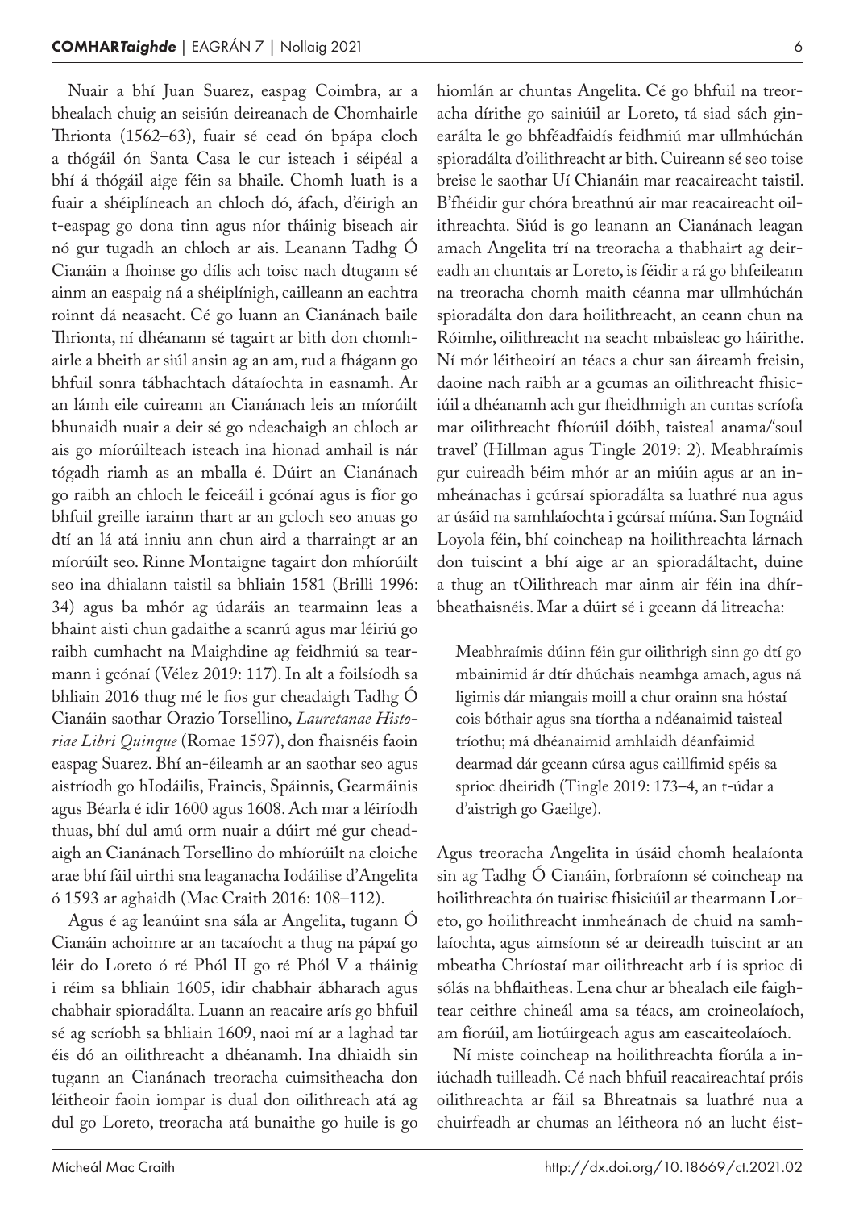Nuair a bhí Juan Suarez, easpag Coimbra, ar a bhealach chuig an seisiún deireanach de Chomhairle Thrionta (1562–63), fuair sé cead ón bpápa cloch a thógáil ón Santa Casa le cur isteach i séipéal a bhí á thógáil aige féin sa bhaile. Chomh luath is a fuair a shéiplíneach an chloch dó, áfach, d'éirigh an t-easpag go dona tinn agus níor tháinig biseach air nó gur tugadh an chloch ar ais. Leanann Tadhg Ó Cianáin a fhoinse go dílis ach toisc nach dtugann sé ainm an easpaig ná a shéiplínigh, cailleann an eachtra roinnt dá neasacht. Cé go luann an Cianánach baile Thrionta, ní dhéanann sé tagairt ar bith don chomhairle a bheith ar siúl ansin ag an am, rud a fhágann go bhfuil sonra tábhachtach dátaíochta in easnamh. Ar an lámh eile cuireann an Cianánach leis an míorúilt bhunaidh nuair a deir sé go ndeachaigh an chloch ar ais go míorúilteach isteach ina hionad amhail is nár tógadh riamh as an mballa é. Dúirt an Cianánach go raibh an chloch le feiceáil i gcónaí agus is fíor go bhfuil greille iarainn thart ar an gcloch seo anuas go dtí an lá atá inniu ann chun aird a tharraingt ar an míorúilt seo. Rinne Montaigne tagairt don mhíorúilt seo ina dhialann taistil sa bhliain 1581 (Brilli 1996: 34) agus ba mhór ag údaráis an tearmainn leas a bhaint aisti chun gadaithe a scanrú agus mar léiriú go raibh cumhacht na Maighdine ag feidhmiú sa tearmann i gcónaí (Vélez 2019: 117). In alt a foilsíodh sa bhliain 2016 thug mé le fios gur cheadaigh Tadhg Ó Cianáin saothar Orazio Torsellino, *Lauretanae Historiae Libri Quinque* (Romae 1597), don fhaisnéis faoin easpag Suarez. Bhí an-éileamh ar an saothar seo agus aistríodh go hIodáilis, Fraincis, Spáinnis, Gearmáinis agus Béarla é idir 1600 agus 1608. Ach mar a léiríodh thuas, bhí dul amú orm nuair a dúirt mé gur cheadaigh an Cianánach Torsellino do mhíorúilt na cloiche arae bhí fáil uirthi sna leaganacha Iodáilise d'Angelita ó 1593 ar aghaidh (Mac Craith 2016: 108–112).

Agus é ag leanúint sna sála ar Angelita, tugann Ó Cianáin achoimre ar an tacaíocht a thug na pápaí go léir do Loreto ó ré Phól II go ré Phól V a tháinig i réim sa bhliain 1605, idir chabhair ábharach agus chabhair spioradálta. Luann an reacaire arís go bhfuil sé ag scríobh sa bhliain 1609, naoi mí ar a laghad tar éis dó an oilithreacht a dhéanamh. Ina dhiaidh sin tugann an Cianánach treoracha cuimsitheacha don léitheoir faoin iompar is dual don oilithreach atá ag dul go Loreto, treoracha atá bunaithe go huile is go hiomlán ar chuntas Angelita. Cé go bhfuil na treoracha dírithe go sainiúil ar Loreto, tá siad sách ginearálta le go bhféadfaidís feidhmiú mar ullmhúchán spioradálta d'oilithreacht ar bith. Cuireann sé seo toise breise le saothar Uí Chianáin mar reacaireacht taistil. B'fhéidir gur chóra breathnú air mar reacaireacht oilithreachta. Siúd is go leanann an Cianánach leagan amach Angelita trí na treoracha a thabhairt ag deireadh an chuntais ar Loreto, is féidir a rá go bhfeileann na treoracha chomh maith céanna mar ullmhúchán spioradálta don dara hoilithreacht, an ceann chun na Róimhe, oilithreacht na seacht mbaisleac go háirithe. Ní mór léitheoirí an téacs a chur san áireamh freisin, daoine nach raibh ar a gcumas an oilithreacht fhisiciúil a dhéanamh ach gur fheidhmigh an cuntas scríofa mar oilithreacht fhíorúil dóibh, taisteal anama/'soul travel' (Hillman agus Tingle 2019: 2). Meabhraímis gur cuireadh béim mhór ar an miúin agus ar an inmheánachas i gcúrsaí spioradálta sa luathré nua agus ar úsáid na samhlaíochta i gcúrsaí miúna. San Iognáid Loyola féin, bhí coincheap na hoilithreachta lárnach don tuiscint a bhí aige ar an spioradáltacht, duine a thug an tOilithreach mar ainm air féin ina dhírbheathaisnéis. Mar a dúirt sé i gceann dá litreacha:

> Meabhraímis dúinn féin gur oilithrigh sinn go dtí go mbainimid ár dtír dhúchais neamhga amach, agus ná ligimis dár miangais moill a chur orainn sna hóstaí cois bóthair agus sna tíortha a ndéanaimid taisteal tríothu; má dhéanaimid amhlaidh déanfaimid dearmad dár gceann cúrsa agus caillfimid spéis sa sprioc dheiridh (Tingle 2019: 173–4, an t-údar a d'aistrigh go Gaeilge).

Agus treoracha Angelita in úsáid chomh healaíonta sin ag Tadhg Ó Cianáin, forbraíonn sé coincheap na hoilithreachta ón tuairisc fhisiciúil ar thearmann Loreto, go hoilithreacht inmheánach de chuid na samhlaíochta, agus aimsíonn sé ar deireadh tuiscint ar an mbeatha Chríostaí mar oilithreacht arb í is sprioc di sólás na bhflaitheas. Lena chur ar bhealach eile faightear ceithre chineál ama sa téacs, am croineolaíoch, am fíorúil, am liotúirgeach agus am eascaiteolaíoch.

Ní miste coincheap na hoilithreachta fíorúla a iniúchadh tuilleadh. Cé nach bhfuil reacaireachtaí próis oilithreachta ar fáil sa Bhreatnais sa luathré nua a chuirfeadh ar chumas an léitheora nó an lucht éist-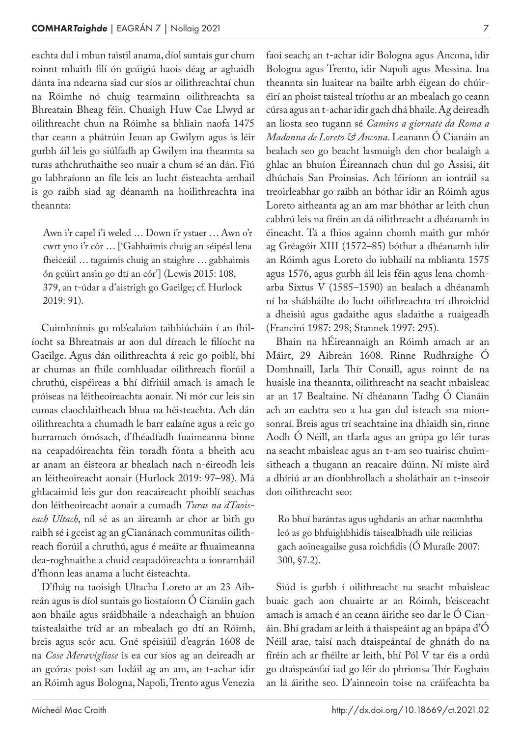eachta dul i mbun taistil anama, díol suntais gur chum roinnt mhaith filí ón gcúigiú haois déag ar aghaidh dánta ina ndearna siad cur síos ar oilithreachtaí chun na Róimhe nó chuig tearmainn oilithreachta sa Bhreatain Bheag féin. Chuaigh Huw Cae Llwyd ar oilithreacht chun na Róimhe sa bhliain naofa 1475 thar ceann a phátrúin Ieuan ap Gwilym agus is léir gurbh áil leis go siúlfadh ap Gwilym ina theannta sa turas athchruthaithe seo nuair a chum sé an dán. Fiú go labhraíonn an file leis an lucht éisteachta amhail is go raibh siad ag déanamh na hoilithreachta ina theannta:

> Awn i'r capel i'i weled … Down i'r ystaer … Awn o'r cwrt yno i'r côr … ['Gabhaimis chuig an séipéal lena fheiceáil … tagaimis chuig an staighre … gabhaimis ón gcúirt ansin go dtí an cór'] (Lewis 2015: 108, 379, an t-údar a d'aistrigh go Gaeilge; cf. Hurlock 2019: 91).

Cuimhnímis go mb'ealaíon taibhiúcháin í an fhilíocht sa Bhreatnais ar aon dul díreach le filíocht na Gaeilge. Agus dán oilithreachta á reic go poiblí, bhí ar chumas an fhile comhluadar oilithreach fíorúil a chruthú, eispéireas a bhí difriúil amach is amach le próiseas na léitheoireachta aonair. Ní mór cur leis sin cumas claochlaitheach bhua na héisteachta. Ach dán oilithreachta a chumadh le barr ealaíne agus a reic go hurramach ómósach, d'fhéadfadh fuaimeanna binne na ceapadóireachta féin toradh fónta a bheith acu ar anam an éisteora ar bhealach nach n-éireodh leis an léitheoireacht aonair (Hurlock 2019: 97–98). Má ghlacaimid leis gur don reacaireacht phoiblí seachas don léitheoireacht aonair a cumadh *Turas na dTaoiseach Ultach*, níl sé as an áireamh ar chor ar bith go raibh sé i gceist ag an gCianánach communitas oilithreach fíorúil a chruthú, agus é meáite ar fhuaimeanna dea-roghnaithe a chuid ceapadóireachta a ionramháil d'fhonn leas anama a lucht éisteachta.

D'fhág na taoisigh Ultacha Loreto ar an 23 Aibreán agus is díol suntais go liostaíonn Ó Cianáin gach aon bhaile agus sráidbhaile a ndeachaigh an bhuíon taistealaithe tríd ar an mbealach go dtí an Róimh, breis agus scór acu. Gné spéisiúil d'eagrán 1608 de na *Cose Meravigliose* is ea cur síos ag an deireadh ar an gcóras poist san Iodáil ag an am, an t-achar idir an Róimh agus Bologna, Napoli, Trento agus Venezia faoi seach; an t-achar idir Bologna agus Ancona, idir Bologna agus Trento, idir Napoli agus Messina. Ina theannta sin luaitear na bailte arbh éigean do chúiréirí an phoist taisteal tríothu ar an mbealach go ceann cúrsa agus an t-achar idir gach dhá bhaile. Ag deireadh an liosta seo tugann sé *Camino a giornate da Roma a Madonna de Loreto & Ancona*. Leanann Ó Cianáin an bealach seo go beacht lasmuigh den chor bealaigh a ghlac an bhuíon Éireannach chun dul go Assisi, áit dhúchais San Proinsias. Ach léiríonn an iontráil sa treoirleabhar go raibh an bóthar idir an Róimh agus Loreto aitheanta ag an am mar bhóthar ar leith chun cabhrú leis na fíréin an dá oilithreacht a dhéanamh in éineacht. Tá a fhios againn chomh maith gur mhór ag Gréagóir XIII (1572–85) bóthar a dhéanamh idir an Róimh agus Loreto do iubhailí na mblianta 1575 agus 1576, agus gurbh áil leis féin agus lena chomharba Sixtus V (1585–1590) an bealach a dhéanamh ní ba shábháilte do lucht oilithreachta trí dhroichid a dheisiú agus gadaithe agus sladaithe a ruaigeadh (Francini 1987: 298; Stannek 1997: 295).

Bhain na hÉireannaigh an Róimh amach ar an Máirt, 29 Aibreán 1608. Rinne Rudhraighe Ó Domhnaill, Iarla Thír Conaill, agus roinnt de na huaisle ina theannta, oilithreacht na seacht mbaisleac ar an 17 Bealtaine. Ní dhéanann Tadhg Ó Cianáin ach an eachtra seo a lua gan dul isteach sna mionsonraí. Breis agus trí seachtaine ina dhiaidh sin, rinne Aodh Ó Néill, an tIarla agus an grúpa go léir turas na seacht mbaisleac agus an t-am seo tuairisc chuimsitheach a thugann an reacaire dúinn. Ní miste aird a dhíriú ar an díonbhrollach a sholáthair an t-inseoir don oilithreacht seo:

> Ro bhuí barántas agus ughdarás an athar naomhtha leó as go bhfuighbhidís taisealbhadh uile reilicias gach aoineagailse gusa roichfidis (Ó Muraíle 2007: 300, §7.2).

Siúd is gurbh í oilithreacht na seacht mbaisleac buaic gach aon chuairte ar an Róimh, b'eisceacht amach is amach é an ceann áirithe seo dar le Ó Cianáin. Bhí gradam ar leith á thaispeáint ag an bpápa d'Ó Néill arae, taisí nach dtaispeántaí de ghnáth do na fíréin ach ar fhéilte ar leith, bhí Pól V tar éis a ordú go dtaispeánfaí iad go léir do phrionsa Thír Eoghain an lá áirithe seo. D'ainneoin toise na cráifeachta ba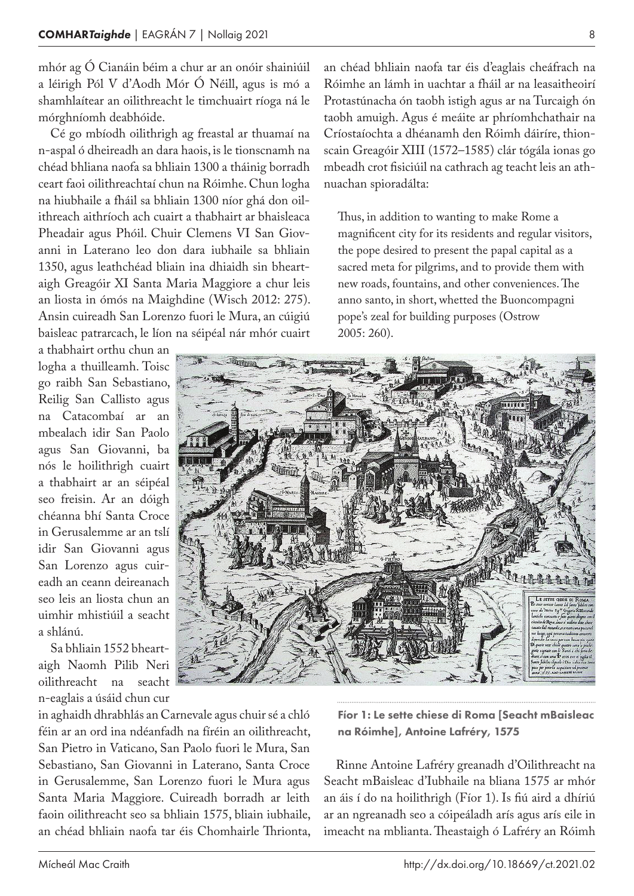mhór ag Ó Cianáin béim a chur ar an onóir shainiúil a léirigh Pól V d'Aodh Mór Ó Néill, agus is mó a shamhlaítear an oilithreacht le timchuairt ríoga ná le mórghníomh deabhóide.

Cé go mbíodh oilithrigh ag freastal ar thuamaí na n-aspal ó dheireadh an dara haois, is le tionscnamh na chéad bhliana naofa sa bhliain 1300 a tháinig borradh ceart faoi oilithreachtaí chun na Róimhe. Chun logha na hiubhaile a fháil sa bhliain 1300 níor ghá don oilithreach aithríoch ach cuairt a thabhairt ar bhaisleaca Pheadair agus Phóil. Chuir Clemens VI San Giovanni in Laterano leo don dara iubhaile sa bhliain 1350, agus leathchéad bliain ina dhiaidh sin bheartaigh Greagóir XI Santa Maria Maggiore a chur leis an liosta in ómós na Maighdine (Wisch 2012: 275). Ansin cuireadh San Lorenzo fuori le Mura, an cúigiú baisleac patrarcach, le líon na séipéal nár mhór cuairt a thabhairt orthu chun an logha a thuilleamh. Toisc go raibh San Sebastiano, Reilig San Callisto agus na Catacombaí ar an mbealach idir San Paolo agus San Giovanni, ba nós le hoilithrigh cuairt a thabhairt ar an séipéal seo freisin. Ar an dóigh chéanna bhí Santa Croce in Gerusalemme ar an tslí idir San Giovanni agus San Lorenzo agus cuireadh an ceann deireanach seo leis an liosta chun an uimhir mhistiúil a seacht a shlánú.

Sa bhliain 1552 bheartaigh Naomh Pilib Neri oilithreacht na seacht n-eaglais a úsáid chun cur in aghaidh dhrabhlás an Carnevale agus chuir sé a chló féin ar an ord ina ndéanfadh na fíréin an oilithreacht, San Pietro in Vaticano, San Paolo fuori le Mura, San Sebastiano, San Giovanni in Laterano, Santa Croce in Gerusalemme, San Lorenzo fuori le Mura agus Santa Maria Maggiore. Cuireadh borradh ar leith faoin oilithreacht seo sa bhliain 1575, bliain iubhaile, an chéad bhliain naofa tar éis Chomhairle Thrionta, an chéad bhliain naofa tar éis d'eaglais cheáfrach na Róimhe an lámh in uachtar a fháil ar na leasaitheoirí Protastúnacha ón taobh istigh agus ar na Turcaigh ón taobh amuigh. Agus é meáite ar phríomhchathair na Críostaíochta a dhéanamh den Róimh dáiríre, thionscain Greagóir XIII (1572–1585) clár tógála ionas go mbeadh crot fisiciúil na cathrach ag teacht leis an athnuachan spioradálta:

> Thus, in addition to wanting to make Rome a magnificent city for its residents and regular visitors, the pope desired to present the papal capital as a sacred meta for pilgrims, and to provide them with new roads, fountains, and other conveniences. The anno santo, in short, whetted the Buoncompagni pope's zeal for building purposes (Ostrow 2005: 260).

**Fíor 1: Le sette chiese di Roma [Seacht mBaisleac na Róimhe], Antoine Lafréry, 1575**

Rinne Antoine Lafréry greanadh d'Oilithreacht na Seacht mBaisleac d'Iubhaile na bliana 1575 ar mhór an áis í do na hoilithrigh (Fíor 1). Is fiú aird a dhíriú ar an ngreanadh seo a cóipeáladh arís agus arís eile in imeacht na mblianta. Theastaigh ó Lafréry an Róimh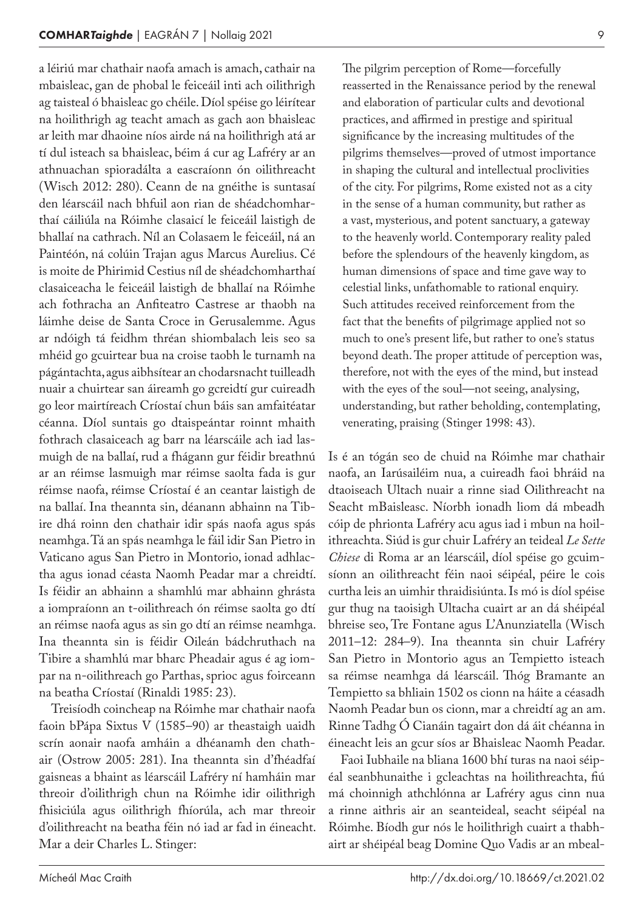a léiriú mar chathair naofa amach is amach, cathair na mbaisleac, gan de phobal le feiceáil inti ach oilithrigh ag taisteal ó bhaisleac go chéile. Díol spéise go léirítear na hoilithrigh ag teacht amach as gach aon bhaisleac ar leith mar dhaoine níos airde ná na hoilithrigh atá ar tí dul isteach sa bhaisleac, béim á cur ag Lafréry ar an athnuachan spioradálta a eascraíonn ón oilithreacht (Wisch 2012: 280). Ceann de na gnéithe is suntasaí den léarscáil nach bhfuil aon rian de shéadchomharthaí cáiliúla na Róimhe clasaicí le feiceáil laistigh de bhallaí na cathrach. Níl an Colasaem le feiceáil, ná an Paintéón, ná colúin Trajan agus Marcus Aurelius. Cé is moite de Phirimid Cestius níl de shéadchomharthaí clasaiceacha le feiceáil laistigh de bhallaí na Róimhe ach fothracha an Anfiteatro Castrese ar thaobh na láimhe deise de Santa Croce in Gerusalemme. Agus ar ndóigh tá feidhm thréan shiombalach leis seo sa mhéid go gcuirtear bua na croise taobh le turnamh na págántachta, agus aibhsítear an chodarsnacht tuilleadh nuair a chuirtear san áireamh go gcreidtí gur cuireadh go leor mairtíreach Críostaí chun báis san amfaitéatar céanna. Díol suntais go dtaispeántar roinnt mhaith fothrach clasaiceach ag barr na léarscáile ach iad lasmuigh de na ballaí, rud a fhágann gur féidir breathnú ar an réimse lasmuigh mar réimse saolta fada is gur réimse naofa, réimse Críostaí é an ceantar laistigh de na ballaí. Ina theannta sin, déanann abhainn na Tibire dhá roinn den chathair idir spás naofa agus spás neamhga. Tá an spás neamhga le fáil idir San Pietro in Vaticano agus San Pietro in Montorio, ionad adhlactha agus ionad céasta Naomh Peadar mar a chreidtí. Is féidir an abhainn a shamhlú mar abhainn ghrásta a iompraíonn an t-oilithreach ón réimse saolta go dtí an réimse naofa agus as sin go dtí an réimse neamhga. Ina theannta sin is féidir Oileán bádchruthach na Tibire a shamhlú mar bharc Pheadair agus é ag iompar na n-oilithreach go Parthas, sprioc agus foirceann na beatha Críostaí (Rinaldi 1985: 23).

Treisíodh coincheap na Róimhe mar chathair naofa faoin bPápa Sixtus V (1585–90) ar theastaigh uaidh scrín aonair naofa amháin a dhéanamh den chathair (Ostrow 2005: 281). Ina theannta sin d'fhéadfaí gaisneas a bhaint as léarscáil Lafréry ní hamháin mar threoir d'oilithrigh chun na Róimhe idir oilithrigh fhisiciúla agus oilithrigh fhíorúla, ach mar threoir d'oilithreacht na beatha féin nó iad ar fad in éineacht. Mar a deir Charles L. Stinger:

> The pilgrim perception of Rome—forcefully reasserted in the Renaissance period by the renewal and elaboration of particular cults and devotional practices, and affirmed in prestige and spiritual significance by the increasing multitudes of the pilgrims themselves—proved of utmost importance in shaping the cultural and intellectual proclivities of the city. For pilgrims, Rome existed not as a city in the sense of a human community, but rather as a vast, mysterious, and potent sanctuary, a gateway to the heavenly world. Contemporary reality paled before the splendours of the heavenly kingdom, as human dimensions of space and time gave way to celestial links, unfathomable to rational enquiry. Such attitudes received reinforcement from the fact that the benefits of pilgrimage applied not so much to one's present life, but rather to one's status beyond death. The proper attitude of perception was, therefore, not with the eyes of the mind, but instead with the eyes of the soul—not seeing, analysing, understanding, but rather beholding, contemplating, venerating, praising (Stinger 1998: 43).

Is é an tógán seo de chuid na Róimhe mar chathair naofa, an Iarúsailéim nua, a cuireadh faoi bhráid na dtaoiseach Ultach nuair a rinne siad Oilithreacht na Seacht mBaisleasc. Níorbh ionadh liom dá mbeadh cóip de phrionta Lafréry acu agus iad i mbun na hoilithreachta. Siúd is gur chuir Lafréry an teideal *Le Sette Chiese di Roma* ar an léarscáil, díol spéise go gcuimsíonn an oilithreacht féin naoi séipéal, péire le cois curtha leis an uimhir thraidisiúnta. Is mó is díol spéise gur thug na taoisigh Ultacha cuairt ar an dá shéipéal bhreise seo, Tre Fontane agus L'Anunziatella (Wisch 2011–12: 284–9). Ina theannta sin chuir Lafréry San Pietro in Montorio agus an Tempietto isteach sa réimse neamhga dá léarscáil. Thóg Bramante an Tempietto sa bhliain 1502 os cionn na háite a céasadh Naomh Peadar bun os cionn, mar a chreidtí ag an am. Rinne Tadhg Ó Cianáin tagairt don dá áit chéanna in éineacht leis an gcur síos ar Bhaisleac Naomh Peadar.

Faoi Iubhaile na bliana 1600 bhí turas na naoi séipéal seanbhunaithe i gcleachtas na hoilithreachta, fiú má choinnigh athchlónna ar Lafréry agus cinn nua a rinne aithris air an seanteideal, seacht séipéal na Róimhe. Bíodh gur nós le hoilithrigh cuairt a thabhairt ar shéipéal beag Domine Quo Vadis ar an mbeal-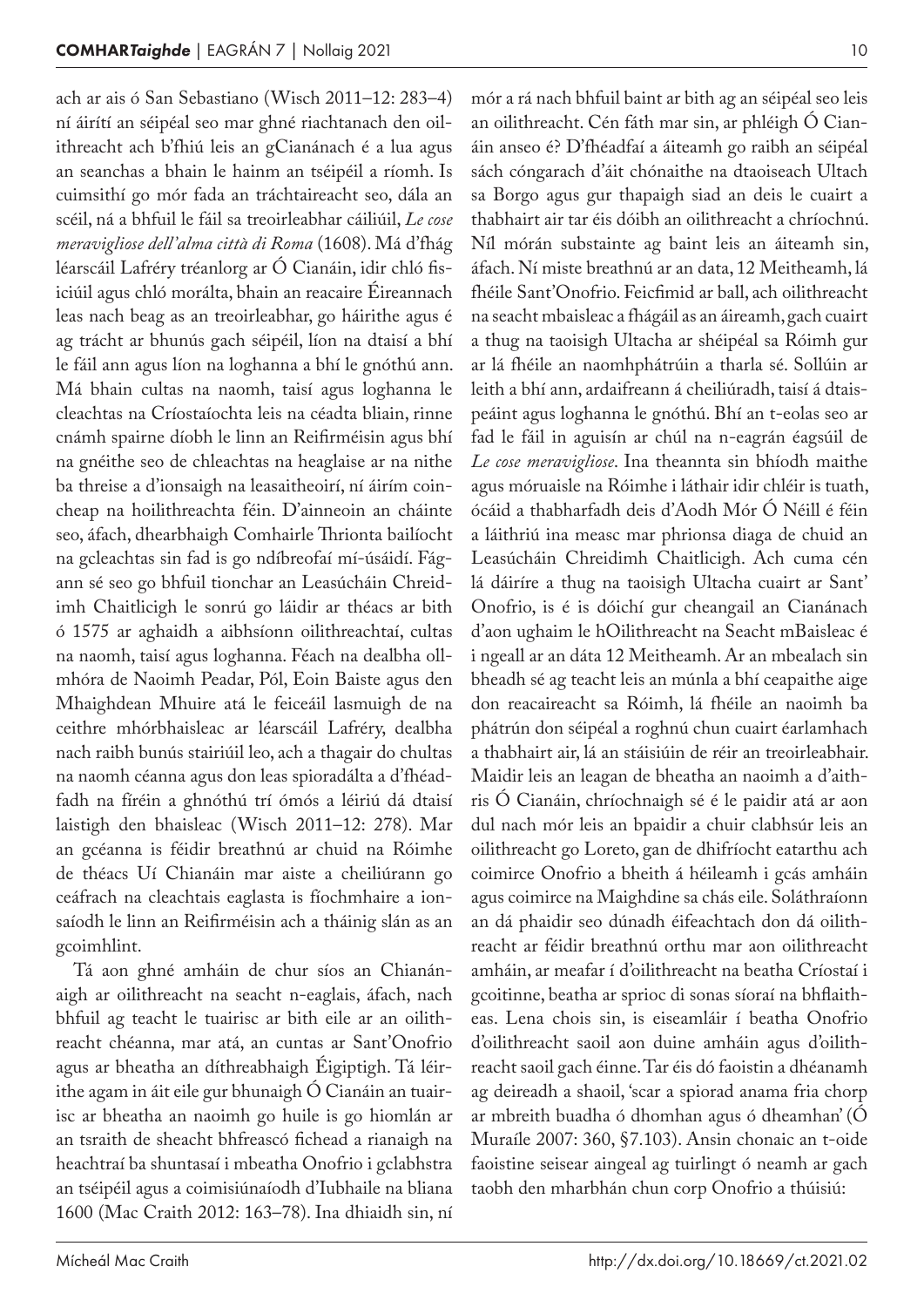ach ar ais ó San Sebastiano (Wisch 2011–12: 283–4) ní áirítí an séipéal seo mar ghné riachtanach den oilithreacht ach b'fhiú leis an gCianánach é a lua agus an seanchas a bhain le hainm an tséipéil a ríomh. Is cuimsithí go mór fada an tráchtaireacht seo, dála an scéil, ná a bhfuil le fáil sa treoirleabhar cáiliúil, *Le cose meravigliose dell'alma città di Roma* (1608). Má d'fhág léarscáil Lafréry tréanlorg ar Ó Cianáin, idir chló fisiciúil agus chló morálta, bhain an reacaire Éireannach leas nach beag as an treoirleabhar, go háirithe agus é ag trácht ar bhunús gach séipéil, líon na dtaisí a bhí le fáil ann agus líon na loghanna a bhí le gnóthú ann. Má bhain cultas na naomh, taisí agus loghanna le cleachtas na Críostaíochta leis na céadta bliain, rinne cnámh spairne díobh le linn an Reifirméisin agus bhí na gnéithe seo de chleachtas na heaglaise ar na nithe ba threise a d'ionsaigh na leasaitheoirí, ní áirím coincheap na hoilithreachta féin. D'ainneoin an cháinte seo, áfach, dhearbhaigh Comhairle Thrionta bailíocht na gcleachtas sin fad is go ndíbreofaí mí-úsáidí. Fágann sé seo go bhfuil tionchar an Leasúcháin Chreidimh Chaitlicigh le sonrú go láidir ar théacs ar bith ó 1575 ar aghaidh a aibhsíonn oilithreachtaí, cultas na naomh, taisí agus loghanna. Féach na dealbha ollmhóra de Naoimh Peadar, Pól, Eoin Baiste agus den Mhaighdean Mhuire atá le feiceáil lasmuigh de na ceithre mhórbhaisleac ar léarscáil Lafréry, dealbha nach raibh bunús stairiúil leo, ach a thagair do chultas na naomh céanna agus don leas spioradálta a d'fhéadfadh na fíréin a ghnóthú trí ómós a léiriú dá dtaisí laistigh den bhaisleac (Wisch 2011–12: 278). Mar an gcéanna is féidir breathnú ar chuid na Róimhe de théacs Uí Chianáin mar aiste a cheiliúrann go ceáfrach na cleachtais eaglasta is fíochmhaire a ionsaíodh le linn an Reifirméisin ach a tháinig slán as an gcoimhlint.

Tá aon ghné amháin de chur síos an Chianánaigh ar oilithreacht na seacht n-eaglais, áfach, nach bhfuil ag teacht le tuairisc ar bith eile ar an oilithreacht chéanna, mar atá, an cuntas ar Sant'Onofrio agus ar bheatha an díthreabhaigh Éigiptigh. Tá léirithe agam in áit eile gur bhunaigh Ó Cianáin an tuairisc ar bheatha an naoimh go huile is go hiomlán ar an tsraith de sheacht bhfreascó fichead a rianaigh na heachtraí ba shuntasaí i mbeatha Onofrio i gclabhstra an tséipéil agus a coimisiúnaíodh d'Iubhaile na bliana 1600 (Mac Craith 2012: 163–78). Ina dhiaidh sin, ní mór a rá nach bhfuil baint ar bith ag an séipéal seo leis an oilithreacht. Cén fáth mar sin, ar phléigh Ó Cianáin anseo é? D'fhéadfaí a áiteamh go raibh an séipéal sách cóngarach d'áit chónaithe na dtaoiseach Ultach sa Borgo agus gur thapaigh siad an deis le cuairt a thabhairt air tar éis dóibh an oilithreacht a chríochnú. Níl mórán substainte ag baint leis an áiteamh sin, áfach. Ní miste breathnú ar an data, 12 Meitheamh, lá fhéile Sant'Onofrio. Feicfimid ar ball, ach oilithreacht na seacht mbaisleac a fhágáil as an áireamh, gach cuairt a thug na taoisigh Ultacha ar shéipéal sa Róimh gur ar lá fhéile an naomhphátrúin a tharla sé. Sollúin ar leith a bhí ann, ardaifreann á cheiliúradh, taisí á dtaispeáint agus loghanna le gnóthú. Bhí an t-eolas seo ar fad le fáil in aguisín ar chúl na n-eagrán éagsúil de *Le cose meravigliose*. Ina theannta sin bhíodh maithe agus móruaisle na Róimhe i láthair idir chléir is tuath, ócáid a thabharfadh deis d'Aodh Mór Ó Néill é féin a láithriú ina measc mar phrionsa diaga de chuid an Leasúcháin Chreidimh Chaitlicigh. Ach cuma cén lá dáiríre a thug na taoisigh Ultacha cuairt ar Sant' Onofrio, is é is dóichí gur cheangail an Cianánach d'aon ughaim le hOilithreacht na Seacht mBaisleac é i ngeall ar an dáta 12 Meitheamh. Ar an mbealach sin bheadh sé ag teacht leis an múnla a bhí ceapaithe aige don reacaireacht sa Róimh, lá fhéile an naoimh ba phátrún don séipéal a roghnú chun cuairt éarlamhach a thabhairt air, lá an stáisiúin de réir an treoirleabhair. Maidir leis an leagan de bheatha an naoimh a d'aithris Ó Cianáin, chríochnaigh sé é le paidir atá ar aon dul nach mór leis an bpaidir a chuir clabhsúr leis an oilithreacht go Loreto, gan de dhifríocht eatarthu ach coimirce Onofrio a bheith á héileamh i gcás amháin agus coimirce na Maighdine sa chás eile. Soláthraíonn an dá phaidir seo dúnadh éifeachtach don dá oilithreacht ar féidir breathnú orthu mar aon oilithreacht amháin, ar meafar í d'oilithreacht na beatha Críostaí i gcoitinne, beatha ar sprioc di sonas síoraí na bhflaitheas. Lena chois sin, is eiseamláir í beatha Onofrio d'oilithreacht saoil aon duine amháin agus d'oilithreacht saoil gach éinne. Tar éis dó faoistin a dhéanamh ag deireadh a shaoil, 'scar a spiorad anama fria chorp ar mbreith buadha ó dhomhan agus ó dheamhan' (Ó Muraíle 2007: 360, §7.103). Ansin chonaic an t-oide faoistine seisear aingeal ag tuirlingt ó neamh ar gach taobh den mharbhán chun corp Onofrio a thúisiú: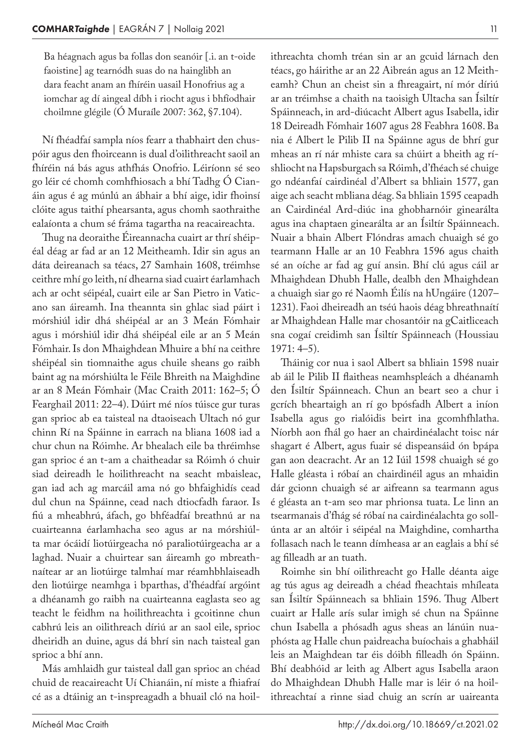> Ba héagnach agus ba follas don seanóir [.i. an t-oide faoistine] ag tearnódh suas do na hainglibh an dara feacht anam an fhíréin uasail Honofrius ag a iomchar ag dí aingeal díbh i riocht agus i bhfíodhair choilmne glégile (Ó Muraíle 2007: 362, §7.104).

Ní fhéadfaí sampla níos fearr a thabhairt den chuspóir agus den fhoirceann is dual d'oilithreacht saoil an fhíréin ná bás agus athfhás Onofrio. Léiríonn sé seo go léir cé chomh comhfhiosach a bhí Tadhg Ó Cianáin agus é ag múnlú an ábhair a bhí aige, idir fhoinsí clóite agus taithí phearsanta, agus chomh saothraithe ealaíonta a chum sé fráma tagartha na reacaireachta.

Thug na deoraithe Éireannacha cuairt ar thrí shéipéal déag ar fad ar an 12 Meitheamh. Idir sin agus an dáta deireanach sa téacs, 27 Samhain 1608, tréimhse ceithre mhí go leith, ní dhearna siad cuairt éarlamhach ach ar ocht séipéal, cuairt eile ar San Pietro in Vaticano san áireamh. Ina theannta sin ghlac siad páirt i mórshiúl idir dhá shéipéal ar an 3 Meán Fómhair agus i mórshiúl idir dhá shéipéal eile ar an 5 Meán Fómhair. Is don Mhaighdean Mhuire a bhí na ceithre shéipéal sin tiomnaithe agus chuile sheans go raibh baint ag na mórshiúlta le Féile Bhreith na Maighdine ar an 8 Meán Fómhair (Mac Craith 2011: 162–5; Ó Fearghail 2011: 22–4). Dúirt mé níos túisce gur turas gan sprioc ab ea taisteal na dtaoiseach Ultach nó gur chinn Rí na Spáinne in earrach na bliana 1608 iad a chur chun na Róimhe. Ar bhealach eile ba thréimhse gan sprioc é an t-am a chaitheadar sa Róimh ó chuir siad deireadh le hoilithreacht na seacht mbaisleac, gan iad ach ag marcáil ama nó go bhfaighidís cead dul chun na Spáinne, cead nach dtiocfadh faraor. Is fiú a mheabhrú, áfach, go bhféadfaí breathnú ar na cuairteanna éarlamhacha seo agus ar na mórshiúlta mar ócáidí liotúirgeacha nó paraliotúirgeacha ar a laghad. Nuair a chuirtear san áireamh go mbreathnaítear ar an liotúirge talmhaí mar réamhbhlaiseadh den liotúirge neamhga i bparthas, d'fhéadfaí argóint a dhéanamh go raibh na cuairteanna eaglasta seo ag teacht le feidhm na hoilithreachta i gcoitinne chun cabhrú leis an oilithreach díriú ar an saol eile, sprioc dheiridh an duine, agus dá bhrí sin nach taisteal gan sprioc a bhí ann.

Más amhlaidh gur taisteal dall gan sprioc an chéad chuid de reacaireacht Uí Chianáin, ní miste a fhiafraí cé as a dtáinig an t-inspreagadh a bhuail cló na hoilithreachta chomh tréan sin ar an gcuid lárnach den téacs, go háirithe ar an 22 Aibreán agus an 12 Meitheamh? Chun an cheist sin a fhreagairt, ní mór díriú ar an tréimhse a chaith na taoisigh Ultacha san Ísiltír Spáinneach, in ard-diúcacht Albert agus Isabella, idir 18 Deireadh Fómhair 1607 agus 28 Feabhra 1608. Ba nia é Albert le Pilib II na Spáinne agus de bhrí gur mheas an rí nár mhiste cara sa chúirt a bheith ag ríshliocht na Hapsburgach sa Róimh, d'fhéach sé chuige go ndéanfaí cairdinéal d'Albert sa bhliain 1577, gan aige ach seacht mbliana déag. Sa bhliain 1595 ceapadh an Cairdinéal Ard-diúc ina ghobharnóir ginearálta agus ina chaptaen ginearálta ar an Ísiltír Spáinneach. Nuair a bhain Albert Flóndras amach chuaigh sé go tearmann Halle ar an 10 Feabhra 1596 agus chaith sé an oíche ar fad ag guí ansin. Bhí clú agus cáil ar Mhaighdean Dhubh Halle, dealbh den Mhaighdean a chuaigh siar go ré Naomh Éilís na hUngáire (1207–1231). Faoi dheireadh an tséú haois déag bhreathnaítí ar Mhaighdean Halle mar chosantóir na gCaitliceach sna cogaí creidimh san Ísiltír Spáinneach (Houssiau 1971: 4–5).

Tháinig cor nua i saol Albert sa bhliain 1598 nuair ab áil le Pilib II flaitheas neamhspleách a dhéanamh den Ísiltír Spáinneach. Chun an beart seo a chur i gcrích bheartaigh an rí go bpósfadh Albert a iníon Isabella agus go rialóidis beirt ina gcomhfhlatha. Níorbh aon fhál go haer an chairdinéalacht toisc nár shagart é Albert, agus fuair sé dispeansáid ón bpápa gan aon deacracht. Ar an 12 Iúil 1598 chuaigh sé go Halle gléasta i róbaí an chairdinéil agus an mhaidin dár gcionn chuaigh sé ar aifreann sa tearmann agus é gléasta an t-am seo mar phrionsa tuata. Le linn an tsearmanais d'fhág sé róbaí na cairdinéalachta go sollúnta ar an altóir i séipéal na Maighdine, comhartha follasach nach le teann dímheasa ar an eaglais a bhí sé ag filleadh ar an tuath.

Roimhe sin bhí oilithreacht go Halle déanta aige ag tús agus ag deireadh a chéad fheachtais mhíleata san Ísiltír Spáinneach sa bhliain 1596. Thug Albert cuairt ar Halle arís sular imigh sé chun na Spáinne chun Isabella a phósadh agus sheas an lánúin nuaphósta ag Halle chun paidreacha buíochais a ghabháil leis an Maighdean tar éis dóibh filleadh ón Spáinn. Bhí deabhóid ar leith ag Albert agus Isabella araon do Mhaighdean Dhubh Halle mar is léir ó na hoilithreachtaí a rinne siad chuig an scrín ar uaireanta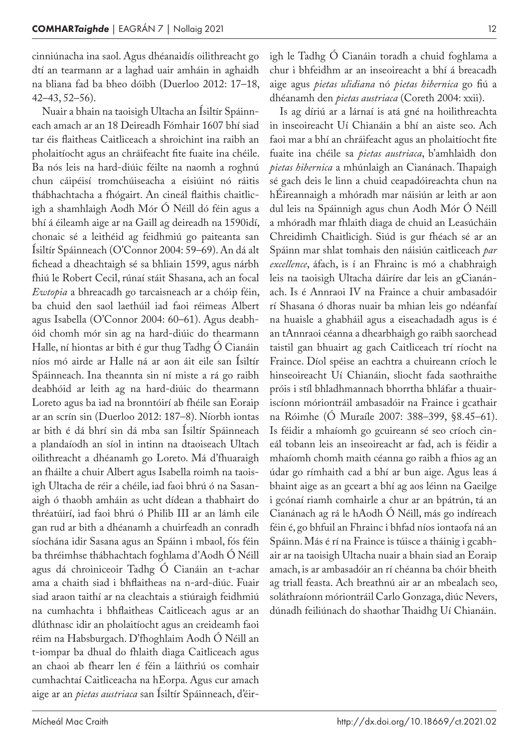cinniúnacha ina saol. Agus dhéanaidís oilithreacht go dtí an tearmann ar a laghad uair amháin in aghaidh na bliana fad ba bheo dóibh (Duerloo 2012: 17–18, 42–43, 52–56).

Nuair a bhain na taoisigh Ultacha an Ísiltír Spáinneach amach ar an 18 Deireadh Fómhair 1607 bhí siad tar éis flaitheas Caitliceach a shroichint ina raibh an pholaitíocht agus an chráifeacht fite fuaite ina chéile. Ba nós leis na hard-diúic féilte na naomh a roghnú chun cáipéisí tromchúiseacha a eisiúint nó ráitis thábhachtacha a fhógairt. An cineál flaithis chaitlicigh a shamhlaigh Aodh Mór Ó Néill dó féin agus a bhí á éileamh aige ar na Gaill ag deireadh na 1590idí, chonaic sé a leithéid ag feidhmiú go paiteanta san Ísiltír Spáinneach (O'Connor 2004: 59–69). An dá alt fichead a dheachtaigh sé sa bhliain 1599, agus nárbh fhiú le Robert Cecil, rúnaí stáit Shasana, ach an focal *Ewtopia* a bhreacadh go tarcaisneach ar a chóip féin, ba chuid den saol laethúil iad faoi réimeas Albert agus Isabella (O'Connor 2004: 60–61). Agus deabhóid chomh mór sin ag na hard-diúic do thearmann Halle, ní hiontas ar bith é gur thug Tadhg Ó Cianáin níos mó airde ar Halle ná ar aon áit eile san Ísiltír Spáinneach. Ina theannta sin ní miste a rá go raibh deabhóid ar leith ag na hard-diúic do thearmann Loreto agus ba iad na bronntóirí ab fhéile san Eoraip ar an scrín sin (Duerloo 2012: 187–8). Níorbh iontas ar bith é dá bhrí sin dá mba san Ísiltír Spáinneach a plandaíodh an síol in intinn na dtaoiseach Ultach oilithreacht a dhéanamh go Loreto. Má d'fhuaraigh an fháilte a chuir Albert agus Isabella roimh na taoisigh Ultacha de réir a chéile, iad faoi bhrú ó na Sasanaigh ó thaobh amháin as ucht dídean a thabhairt do thréatúirí, iad faoi bhrú ó Philib III ar an lámh eile gan rud ar bith a dhéanamh a chuirfeadh an conradh síochána idir Sasana agus an Spáinn i mbaol, fós féin ba thréimhse thábhachtach foghlama d'Aodh Ó Néill agus dá chroiniceoir Tadhg Ó Cianáin an t-achar ama a chaith siad i bhflaitheas na n-ard-diúc. Fuair siad araon taithí ar na cleachtais a stiúraigh feidhmiú na cumhachta i bhflaitheas Caitliceach agus ar an dlúthnasc idir an pholaitíocht agus an creideamh faoi réim na Habsburgach. D'fhoghlaim Aodh Ó Néill an t-iompar ba dhual do fhlaith diaga Caitliceach agus an chaoi ab fhearr len é féin a láithriú os comhair cumhachtaí Caitliceacha na hEorpa. Agus cur amach aige ar an *pietas austriaca* san Ísiltír Spáinneach, d'éirigh le Tadhg Ó Cianáin toradh a chuid foghlama a chur i bhfeidhm ar an inseoireacht a bhí á breacadh aige agus *pietas ulidiana* nó *pietas hibernica* go fiú a dhéanamh den *pietas austriaca* (Coreth 2004: xxii).

Is ag díriú ar a lárnaí is atá gné na hoilithreachta in inseoireacht Uí Chianáin a bhí an aiste seo. Ach faoi mar a bhí an chráifeacht agus an pholaitíocht fite fuaite ina chéile sa *pietas austriaca*, b'amhlaidh don *pietas hibernica* a mhúnlaigh an Cianánach. Thapaigh sé gach deis le linn a chuid ceapadóireachta chun na hÉireannaigh a mhóradh mar náisiún ar leith ar aon dul leis na Spáinnigh agus chun Aodh Mór Ó Néill a mhóradh mar fhlaith diaga de chuid an Leasúcháin Chreidimh Chaitlicigh. Siúd is gur fhéach sé ar an Spáinn mar shlat tomhais den náisiún caitliceach *par excellence*, áfach, is í an Fhrainc is mó a chabhraigh leis na taoisigh Ultacha dáiríre dar leis an gCianánach. Is é Annraoi IV na Fraince a chuir ambasadóir rí Shasana ó dhoras nuair ba mhian leis go ndéanfaí na huaisle a ghabháil agus a eiseachadadh agus is é an tAnnraoi céanna a dhearbhaigh go raibh saorchead taistil gan bhuairt ag gach Caitliceach trí ríocht na Fraince. Díol spéise an eachtra a chuireann críoch le hinseoireacht Uí Chianáin, sliocht fada saothraithe próis i stíl bhladhmannach bhorrtha bhláfar a thuairiscíonn móriontráil ambasadóir na Fraince i gcathair na Róimhe (Ó Muraíle 2007: 388–399, §8.45–61). Is féidir a mhaíomh go gcuireann sé seo críoch cineál tobann leis an inseoireacht ar fad, ach is féidir a mhaíomh chomh maith céanna go raibh a fhios ag an údar go rímhaith cad a bhí ar bun aige. Agus leas á bhaint aige as an gceart a bhí ag aos léinn na Gaeilge i gcónaí riamh comhairle a chur ar an bpátrún, tá an Cianánach ag rá le hAodh Ó Néill, más go indíreach féin é, go bhfuil an Fhrainc i bhfad níos iontaofa ná an Spáinn. Más é rí na Fraince is túisce a tháinig i gcabhair ar na taoisigh Ultacha nuair a bhain siad an Eoraip amach, is ar ambasadóir an rí chéanna ba chóir bheith ag triall feasta. Ach breathnú air ar an mbealach seo, soláthraíonn móriontráil Carlo Gonzaga, diúc Nevers, dúnadh feiliúnach do shaothar Thaidhg Uí Chianáin.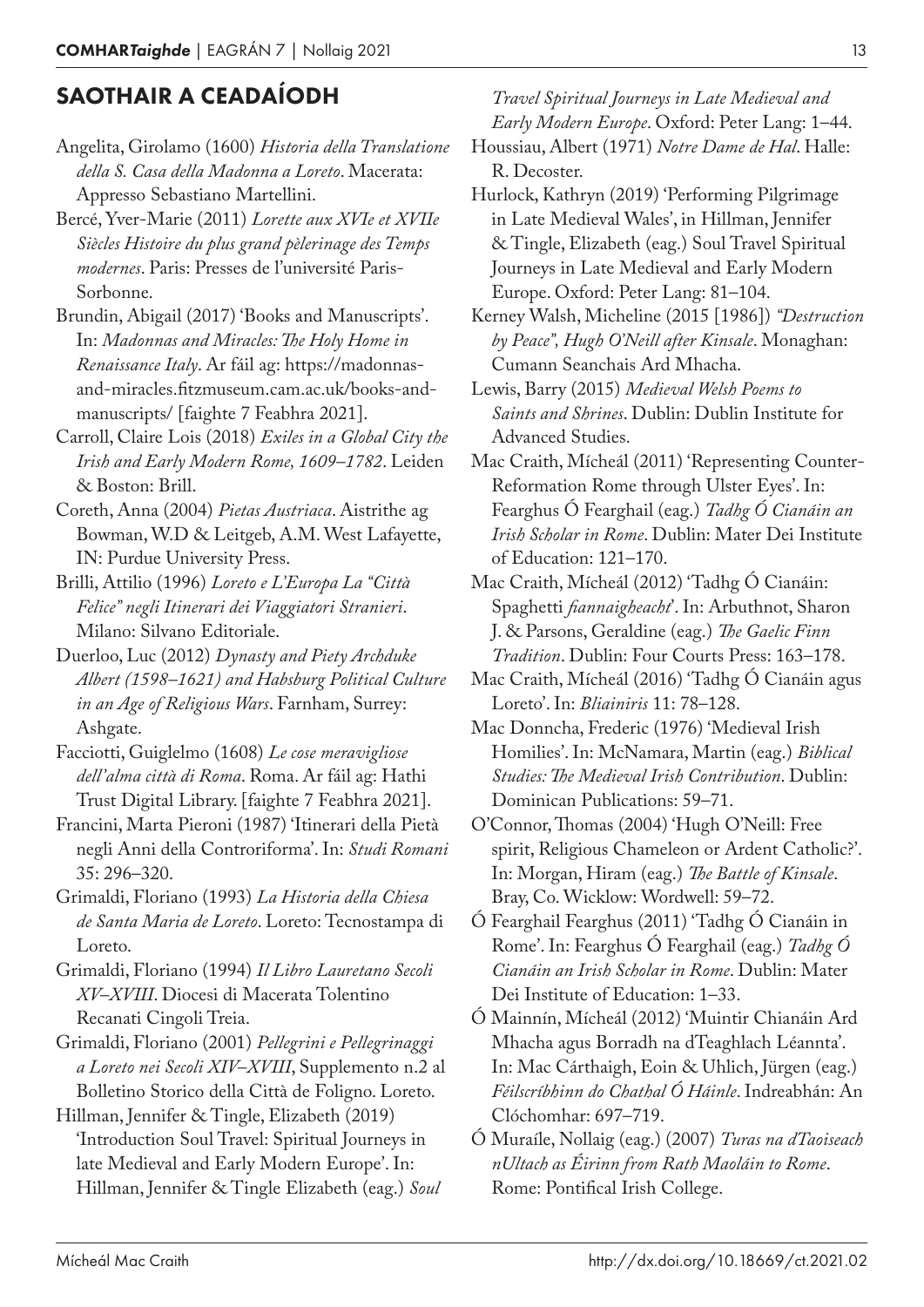## SAOTHAIR A CEADAÍODH

Angelita, Girolamo (1600) *Historia della Translatione della S. Casa della Madonna a Loreto*. Macerata: Appresso Sebastiano Martellini.

Bercé, Yver-Marie (2011) *Lorette aux XVIe et XVIIe Siècles Histoire du plus grand pèlerinage des Temps modernes*. Paris: Presses de l'université Paris-Sorbonne.

Brundin, Abigail (2017) 'Books and Manuscripts'. In: *Madonnas and Miracles: The Holy Home in Renaissance Italy*. Ar fáil ag: https://madonnas-and-miracles.fitzmuseum.cam.ac.uk/books-and-manuscripts/ [faighte 7 Feabhra 2021].

Carroll, Claire Lois (2018) *Exiles in a Global City the Irish and Early Modern Rome, 1609–1782*. Leiden & Boston: Brill.

Coreth, Anna (2004) *Pietas Austriaca*. Aistrithe ag Bowman, W.D & Leitgeb, A.M. West Lafayette, IN: Purdue University Press.

Brilli, Attilio (1996) *Loreto e L'Europa La "Città Felice" negli Itinerari dei Viaggiatori Stranieri*. Milano: Silvano Editoriale.

Duerloo, Luc (2012) *Dynasty and Piety Archduke Albert (1598–1621) and Habsburg Political Culture in an Age of Religious Wars*. Farnham, Surrey: Ashgate.

Facciotti, Guiglelmo (1608) *Le cose meravigliose dell'alma città di Roma*. Roma. Ar fáil ag: Hathi Trust Digital Library. [faighte 7 Feabhra 2021].

Francini, Marta Pieroni (1987) 'Itinerari della Pietà negli Anni della Controriforma'. In: *Studi Romani* 35: 296–320.

Grimaldi, Floriano (1993) *La Historia della Chiesa de Santa Maria de Loreto*. Loreto: Tecnostampa di Loreto.

Grimaldi, Floriano (1994) *Il Libro Lauretano Secoli XV–XVIII*. Diocesi di Macerata Tolentino Recanati Cingoli Treia.

Grimaldi, Floriano (2001) *Pellegrini e Pellegrinaggi a Loreto nei Secoli XIV–XVIII*, Supplemento n.2 al Bolletino Storico della Città de Foligno. Loreto.

Hillman, Jennifer & Tingle, Elizabeth (2019) 'Introduction Soul Travel: Spiritual Journeys in late Medieval and Early Modern Europe'. In: Hillman, Jennifer & Tingle Elizabeth (eag.) *Soul Travel Spiritual Journeys in Late Medieval and Early Modern Europe*. Oxford: Peter Lang: 1–44.

Houssiau, Albert (1971) *Notre Dame de Hal*. Halle: R. Decoster.

Hurlock, Kathryn (2019) 'Performing Pilgrimage in Late Medieval Wales', in Hillman, Jennifer & Tingle, Elizabeth (eag.) Soul Travel Spiritual Journeys in Late Medieval and Early Modern Europe. Oxford: Peter Lang: 81–104.

Kerney Walsh, Micheline (2015 [1986]) *"Destruction by Peace", Hugh O'Neill after Kinsale*. Monaghan: Cumann Seanchais Ard Mhacha.

Lewis, Barry (2015) *Medieval Welsh Poems to Saints and Shrines*. Dublin: Dublin Institute for Advanced Studies.

Mac Craith, Mícheál (2011) 'Representing Counter-Reformation Rome through Ulster Eyes'. In: Fearghus Ó Fearghail (eag.) *Tadhg Ó Cianáin an Irish Scholar in Rome*. Dublin: Mater Dei Institute of Education: 121–170.

Mac Craith, Mícheál (2012) 'Tadhg Ó Cianáin: Spaghetti *fiannaigheacht*'. In: Arbuthnot, Sharon J. & Parsons, Geraldine (eag.) *The Gaelic Finn Tradition*. Dublin: Four Courts Press: 163–178.

Mac Craith, Mícheál (2016) 'Tadhg Ó Cianáin agus Loreto'. In: *Bliainiris* 11: 78–128.

Mac Donncha, Frederic (1976) 'Medieval Irish Homilies'. In: McNamara, Martin (eag.) *Biblical Studies: The Medieval Irish Contribution*. Dublin: Dominican Publications: 59–71.

O'Connor, Thomas (2004) 'Hugh O'Neill: Free spirit, Religious Chameleon or Ardent Catholic?'. In: Morgan, Hiram (eag.) *The Battle of Kinsale*. Bray, Co. Wicklow: Wordwell: 59–72.

Ó Fearghail Fearghus (2011) 'Tadhg Ó Cianáin in Rome'. In: Fearghus Ó Fearghail (eag.) *Tadhg Ó Cianáin an Irish Scholar in Rome*. Dublin: Mater Dei Institute of Education: 1–33.

Ó Mainnín, Mícheál (2012) 'Muintir Chianáin Ard Mhacha agus Borradh na dTeaghlach Léannta'. In: Mac Cárthaigh, Eoin & Uhlich, Jürgen (eag.) *Féilscríbhinn do Chathal Ó Háinle*. Indreabhán: An Clóchomhar: 697–719.

Ó Muraíle, Nollaig (eag.) (2007) *Turas na dTaoiseach nUltach as Éirinn from Rath Maoláin to Rome*. Rome: Pontifical Irish College.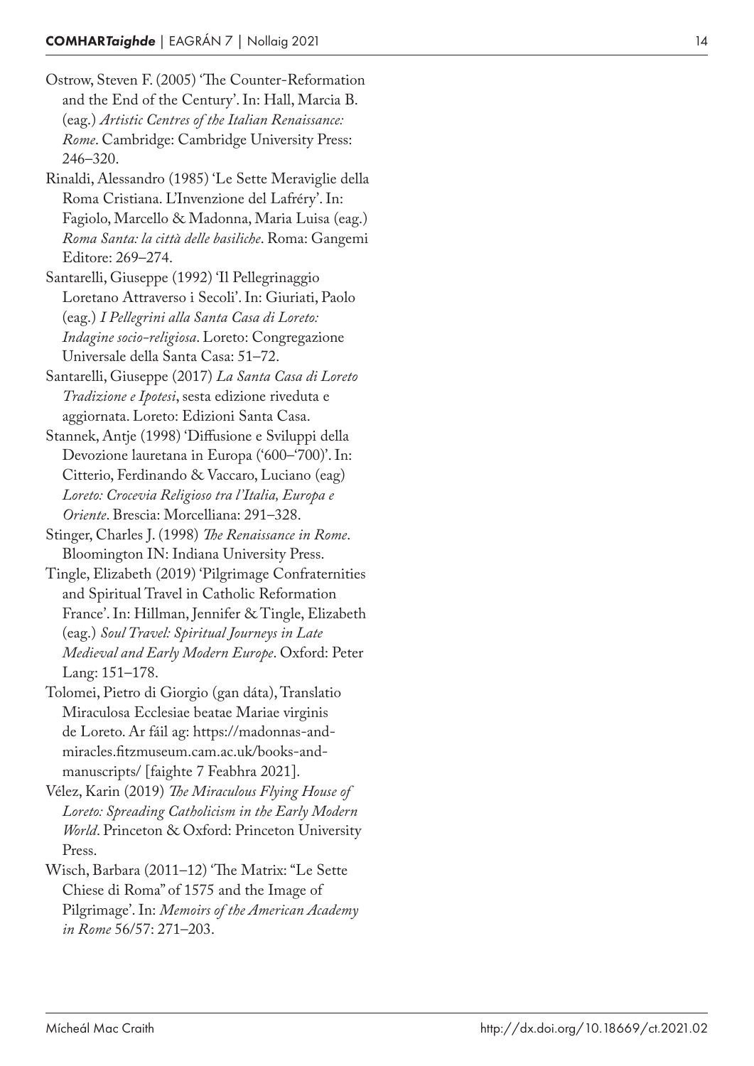Ostrow, Steven F. (2005) 'The Counter-Reformation and the End of the Century'. In: Hall, Marcia B. (eag.) *Artistic Centres of the Italian Renaissance: Rome*. Cambridge: Cambridge University Press: 246–320.

Rinaldi, Alessandro (1985) 'Le Sette Meraviglie della Roma Cristiana. L'Invenzione del Lafréry'. In: Fagiolo, Marcello & Madonna, Maria Luisa (eag.) *Roma Santa: la città delle basiliche*. Roma: Gangemi Editore: 269–274.

Santarelli, Giuseppe (1992) 'Il Pellegrinaggio Loretano Attraverso i Secoli'. In: Giuriati, Paolo (eag.) *I Pellegrini alla Santa Casa di Loreto: Indagine socio-religiosa*. Loreto: Congregazione Universale della Santa Casa: 51–72.

Santarelli, Giuseppe (2017) *La Santa Casa di Loreto Tradizione e Ipotesi*, sesta edizione riveduta e aggiornata. Loreto: Edizioni Santa Casa.

Stannek, Antje (1998) 'Diffusione e Sviluppi della Devozione lauretana in Europa ('600–'700)'. In: Citterio, Ferdinando & Vaccaro, Luciano (eag) *Loreto: Crocevia Religioso tra l'Italia, Europa e Oriente*. Brescia: Morcelliana: 291–328.

Stinger, Charles J. (1998) *The Renaissance in Rome*. Bloomington IN: Indiana University Press.

Tingle, Elizabeth (2019) 'Pilgrimage Confraternities and Spiritual Travel in Catholic Reformation France'. In: Hillman, Jennifer & Tingle, Elizabeth (eag.) *Soul Travel: Spiritual Journeys in Late Medieval and Early Modern Europe*. Oxford: Peter Lang: 151–178.

Tolomei, Pietro di Giorgio (gan dáta), Translatio Miraculosa Ecclesiae beatae Mariae virginis de Loreto. Ar fáil ag: https://madonnas-and-miracles.fitzmuseum.cam.ac.uk/books-and-manuscripts/ [faighte 7 Feabhra 2021].

Vélez, Karin (2019) *The Miraculous Flying House of Loreto: Spreading Catholicism in the Early Modern World*. Princeton & Oxford: Princeton University Press.

Wisch, Barbara (2011–12) 'The Matrix: "Le Sette Chiese di Roma" of 1575 and the Image of Pilgrimage'. In: *Memoirs of the American Academy in Rome* 56/57: 271–203.